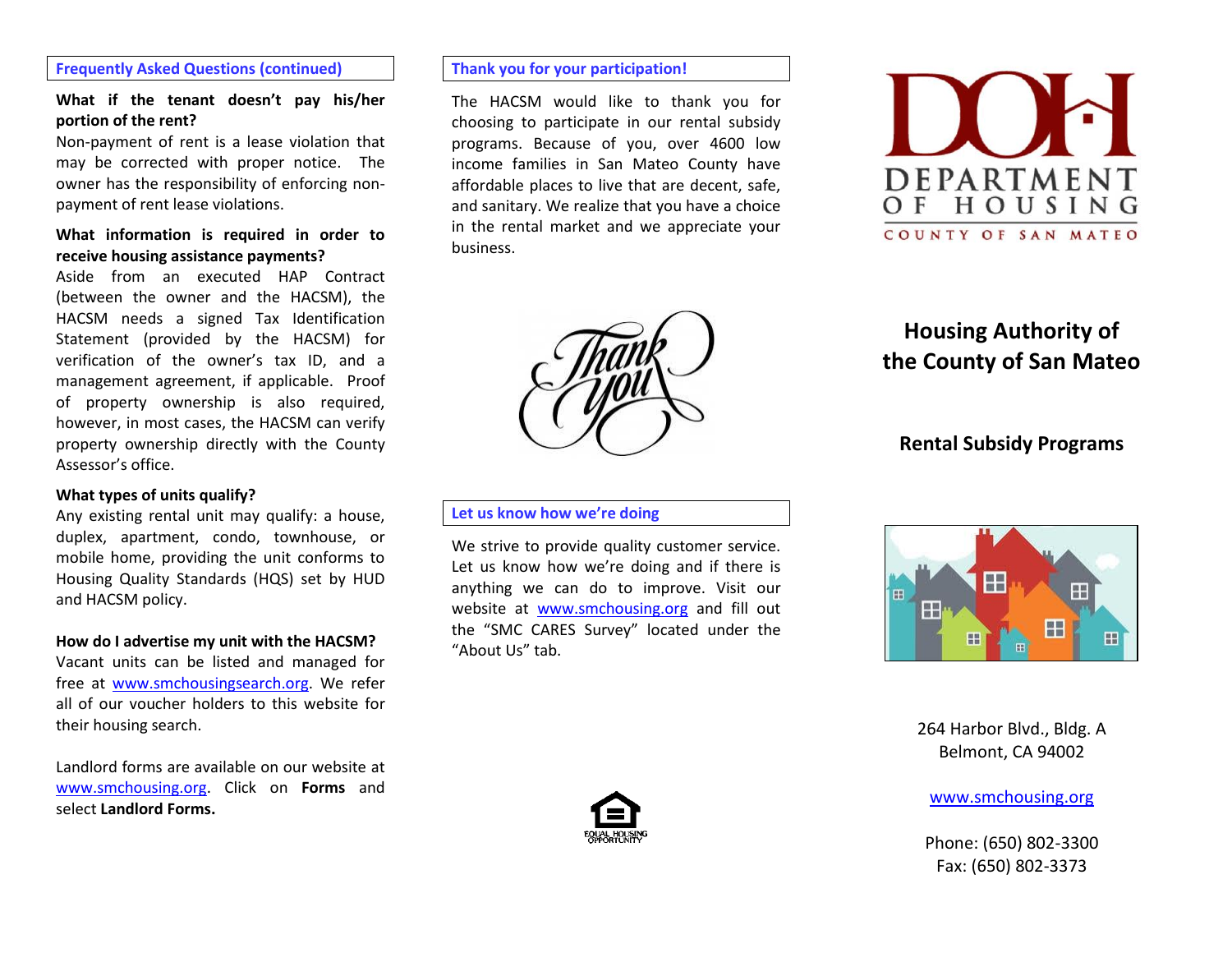## Frequently Asked Questions (continued)

**What if the tenant doesn't pay his/her portion of the rent?**
Non-payment of rent is a lease violation that may be corrected with proper notice. The owner has the responsibility of enforcing non-payment of rent lease violations.

**What information is required in order to receive housing assistance payments?**
Aside from an executed HAP Contract (between the owner and the HACSM), the HACSM needs a signed Tax Identification Statement (provided by the HACSM) for verification of the owner's tax ID, and a management agreement, if applicable. Proof of property ownership is also required, however, in most cases, the HACSM can verify property ownership directly with the County Assessor's office.

**What types of units qualify?**
Any existing rental unit may qualify: a house, duplex, apartment, condo, townhouse, or mobile home, providing the unit conforms to Housing Quality Standards (HQS) set by HUD and HACSM policy.

**How do I advertise my unit with the HACSM?**
Vacant units can be listed and managed for free at www.smchousingsearch.org. We refer all of our voucher holders to this website for their housing search.

Landlord forms are available on our website at www.smchousing.org. Click on **Forms** and select **Landlord Forms.**

## Thank you for your participation!

The HACSM would like to thank you for choosing to participate in our rental subsidy programs. Because of you, over 4600 low income families in San Mateo County have affordable places to live that are decent, safe, and sanitary. We realize that you have a choice in the rental market and we appreciate your business.

Thank you

## Let us know how we're doing

We strive to provide quality customer service. Let us know how we're doing and if there is anything we can do to improve. Visit our website at www.smchousing.org and fill out the "SMC CARES Survey" located under the "About Us" tab.

EQUAL HOUSING OPPORTUNITY

DOH
DEPARTMENT OF HOUSING
COUNTY OF SAN MATEO

# Housing Authority of the County of San Mateo

## Rental Subsidy Programs

264 Harbor Blvd., Bldg. A
Belmont, CA 94002

www.smchousing.org

Phone: (650) 802-3300
Fax: (650) 802-3373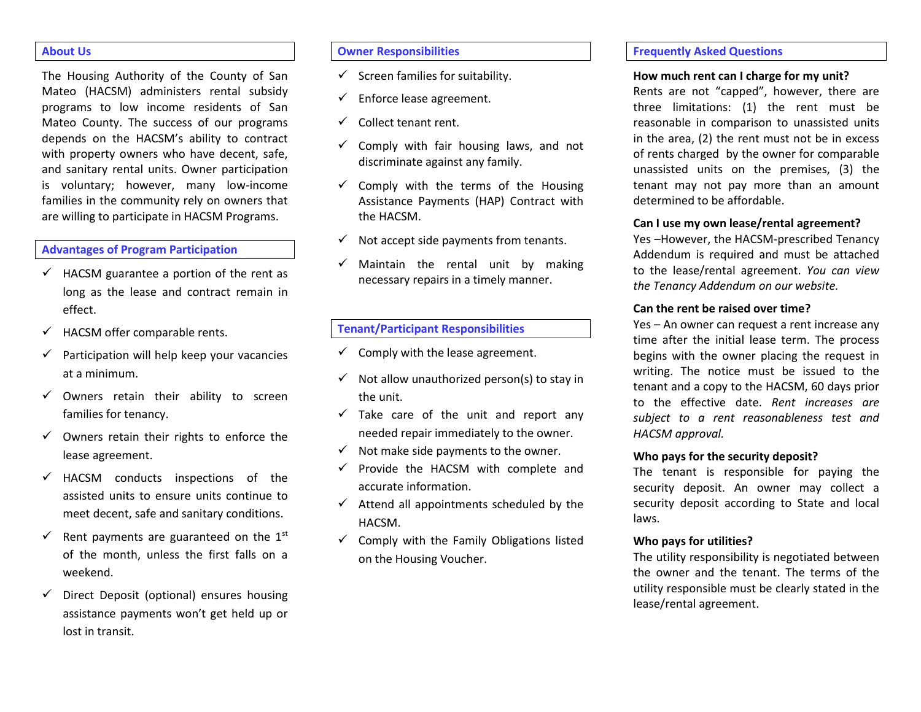## About Us

The Housing Authority of the County of San Mateo (HACSM) administers rental subsidy programs to low income residents of San Mateo County. The success of our programs depends on the HACSM's ability to contract with property owners who have decent, safe, and sanitary rental units. Owner participation is voluntary; however, many low-income families in the community rely on owners that are willing to participate in HACSM Programs.

## Advantages of Program Participation

- ✓ HACSM guarantee a portion of the rent as long as the lease and contract remain in effect.
- ✓ HACSM offer comparable rents.
- ✓ Participation will help keep your vacancies at a minimum.
- ✓ Owners retain their ability to screen families for tenancy.
- ✓ Owners retain their rights to enforce the lease agreement.
- ✓ HACSM conducts inspections of the assisted units to ensure units continue to meet decent, safe and sanitary conditions.
- ✓ Rent payments are guaranteed on the 1st of the month, unless the first falls on a weekend.
- ✓ Direct Deposit (optional) ensures housing assistance payments won't get held up or lost in transit.

## Owner Responsibilities

- ✓ Screen families for suitability.
- ✓ Enforce lease agreement.
- ✓ Collect tenant rent.
- ✓ Comply with fair housing laws, and not discriminate against any family.
- ✓ Comply with the terms of the Housing Assistance Payments (HAP) Contract with the HACSM.
- ✓ Not accept side payments from tenants.
- ✓ Maintain the rental unit by making necessary repairs in a timely manner.

## Tenant/Participant Responsibilities

- ✓ Comply with the lease agreement.
- ✓ Not allow unauthorized person(s) to stay in the unit.
- ✓ Take care of the unit and report any needed repair immediately to the owner.
- ✓ Not make side payments to the owner.
- ✓ Provide the HACSM with complete and accurate information.
- ✓ Attend all appointments scheduled by the HACSM.
- ✓ Comply with the Family Obligations listed on the Housing Voucher.

## Frequently Asked Questions

**How much rent can I charge for my unit?**
Rents are not "capped", however, there are three limitations: (1) the rent must be reasonable in comparison to unassisted units in the area, (2) the rent must not be in excess of rents charged by the owner for comparable unassisted units on the premises, (3) the tenant may not pay more than an amount determined to be affordable.

**Can I use my own lease/rental agreement?**
Yes –However, the HACSM-prescribed Tenancy Addendum is required and must be attached to the lease/rental agreement. *You can view the Tenancy Addendum on our website.*

**Can the rent be raised over time?**
Yes – An owner can request a rent increase any time after the initial lease term. The process begins with the owner placing the request in writing. The notice must be issued to the tenant and a copy to the HACSM, 60 days prior to the effective date. *Rent increases are subject to a rent reasonableness test and HACSM approval.*

**Who pays for the security deposit?**
The tenant is responsible for paying the security deposit. An owner may collect a security deposit according to State and local laws.

**Who pays for utilities?**
The utility responsibility is negotiated between the owner and the tenant. The terms of the utility responsible must be clearly stated in the lease/rental agreement.